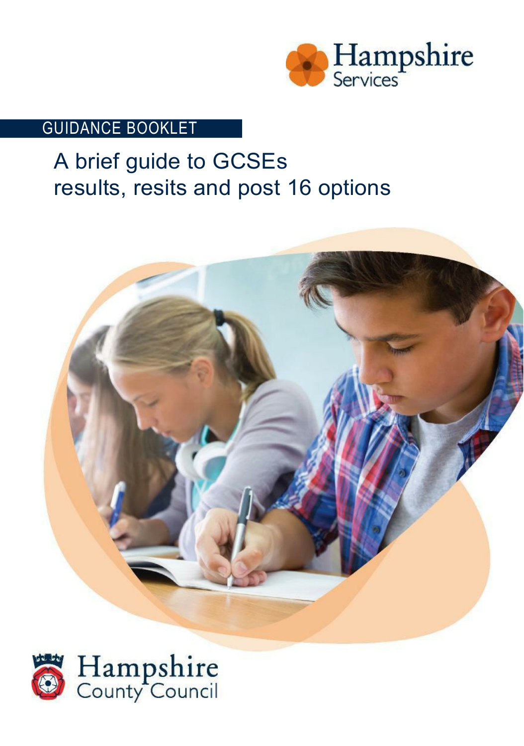Hampshire Services

GUIDANCE BOOKLET

# A brief guide to GCSEs results, resits and post 16 options

Hampshire County Council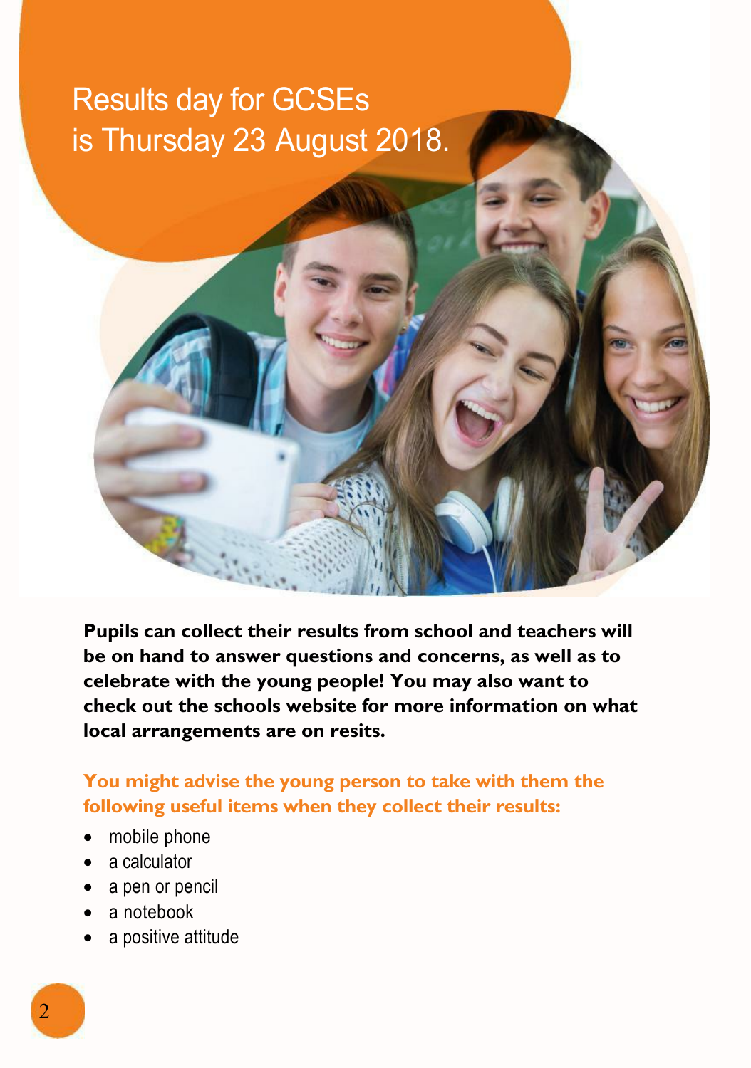# Results day for GCSEs is Thursday 23 August 2018.

**Pupils can collect their results from school and teachers will be on hand to answer questions and concerns, as well as to celebrate with the young people! You may also want to check out the schools website for more information on what local arrangements are on resits.**

**You might advise the young person to take with them the following useful items when they collect their results:**

- mobile phone
- a calculator
- a pen or pencil
- a notebook
- a positive attitude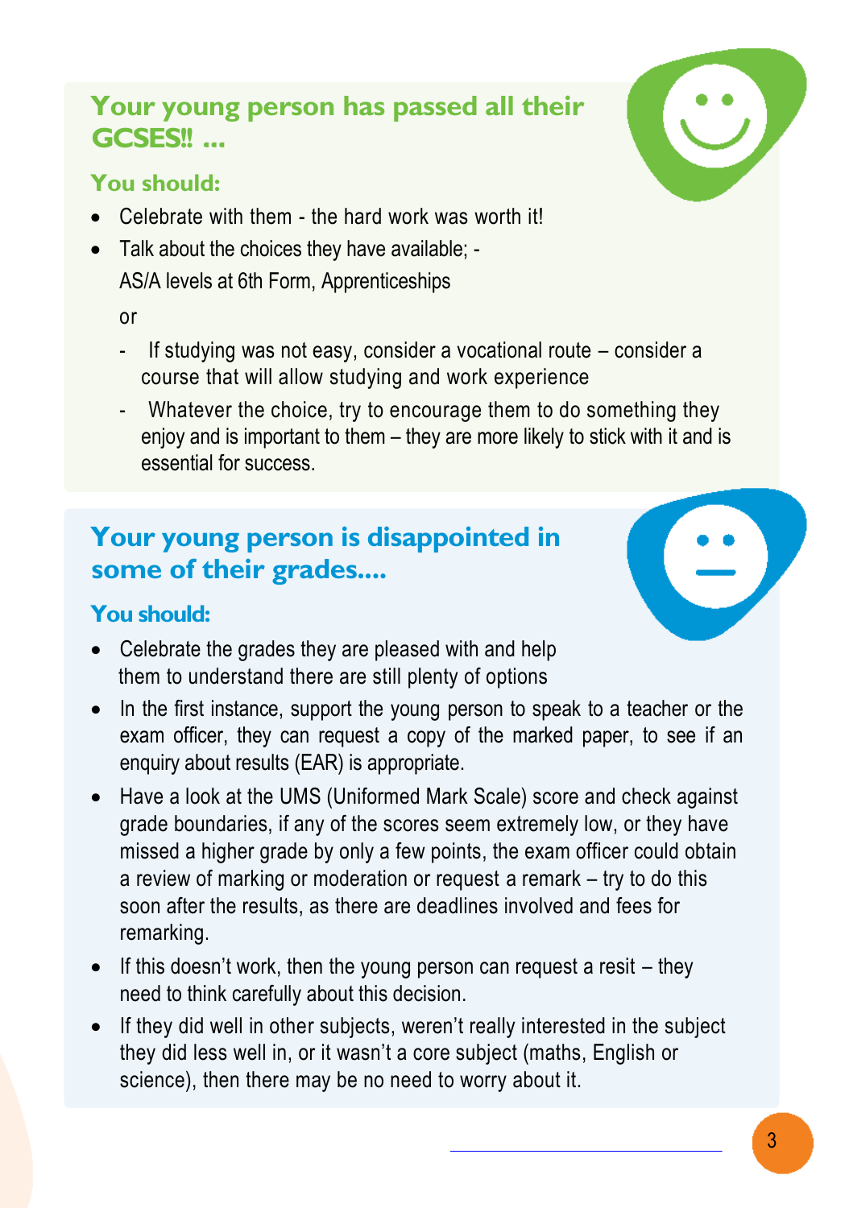## Your young person has passed all their GCSES!! ...

### You should:

- Celebrate with them - the hard work was worth it!
- Talk about the choices they have available; - AS/A levels at 6th Form, Apprenticeships

  or

  - If studying was not easy, consider a vocational route – consider a course that will allow studying and work experience
  - Whatever the choice, try to encourage them to do something they enjoy and is important to them – they are more likely to stick with it and is essential for success.

## Your young person is disappointed in some of their grades....

### You should:

- Celebrate the grades they are pleased with and help them to understand there are still plenty of options
- In the first instance, support the young person to speak to a teacher or the exam officer, they can request a copy of the marked paper, to see if an enquiry about results (EAR) is appropriate.
- Have a look at the UMS (Uniformed Mark Scale) score and check against grade boundaries, if any of the scores seem extremely low, or they have missed a higher grade by only a few points, the exam officer could obtain a review of marking or moderation or request a remark – try to do this soon after the results, as there are deadlines involved and fees for remarking.
- If this doesn't work, then the young person can request a resit – they need to think carefully about this decision.
- If they did well in other subjects, weren't really interested in the subject they did less well in, or it wasn't a core subject (maths, English or science), then there may be no need to worry about it.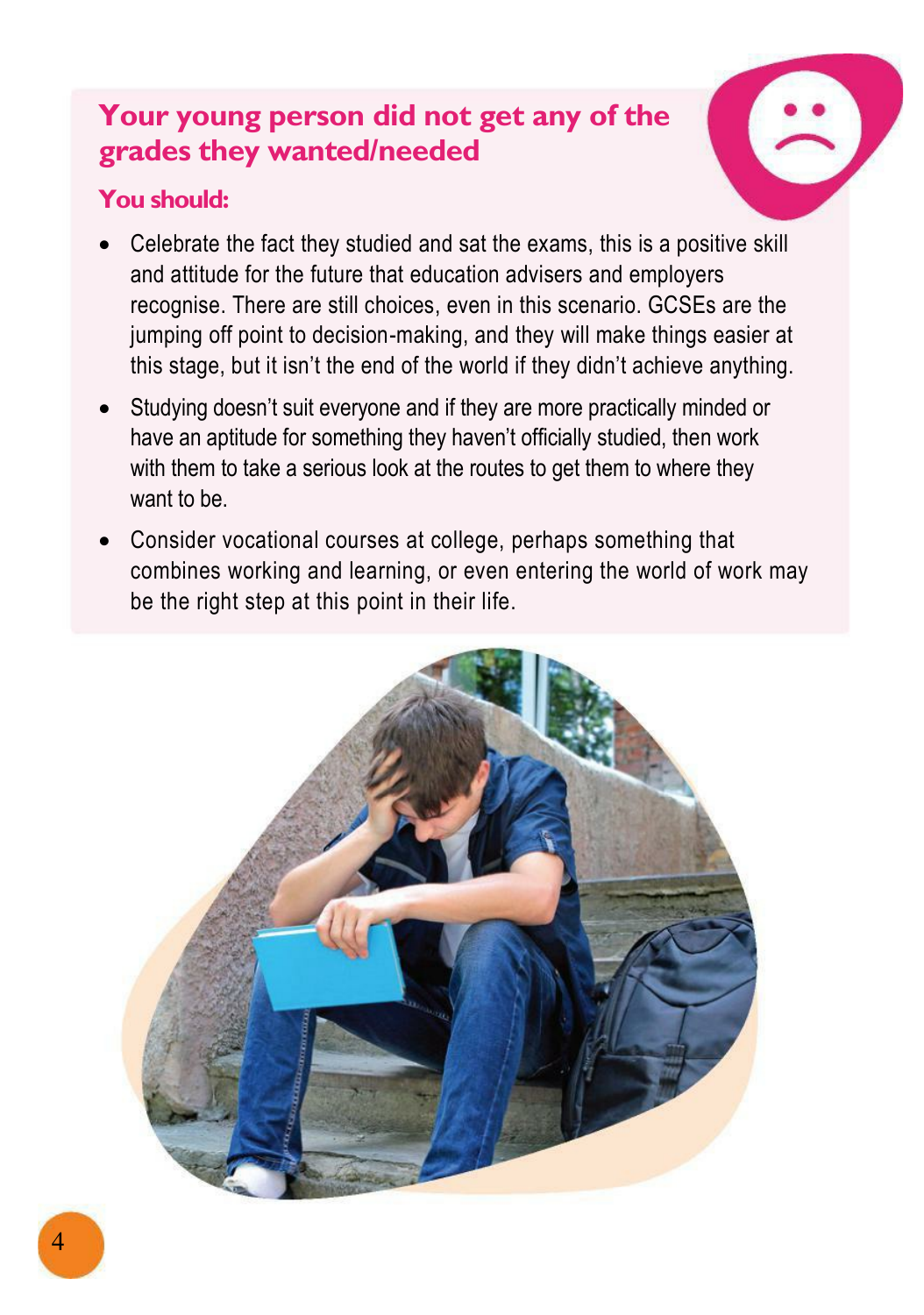## Your young person did not get any of the grades they wanted/needed

### You should:

- Celebrate the fact they studied and sat the exams, this is a positive skill and attitude for the future that education advisers and employers recognise. There are still choices, even in this scenario. GCSEs are the jumping off point to decision-making, and they will make things easier at this stage, but it isn't the end of the world if they didn't achieve anything.
- Studying doesn't suit everyone and if they are more practically minded or have an aptitude for something they haven't officially studied, then work with them to take a serious look at the routes to get them to where they want to be.
- Consider vocational courses at college, perhaps something that combines working and learning, or even entering the world of work may be the right step at this point in their life.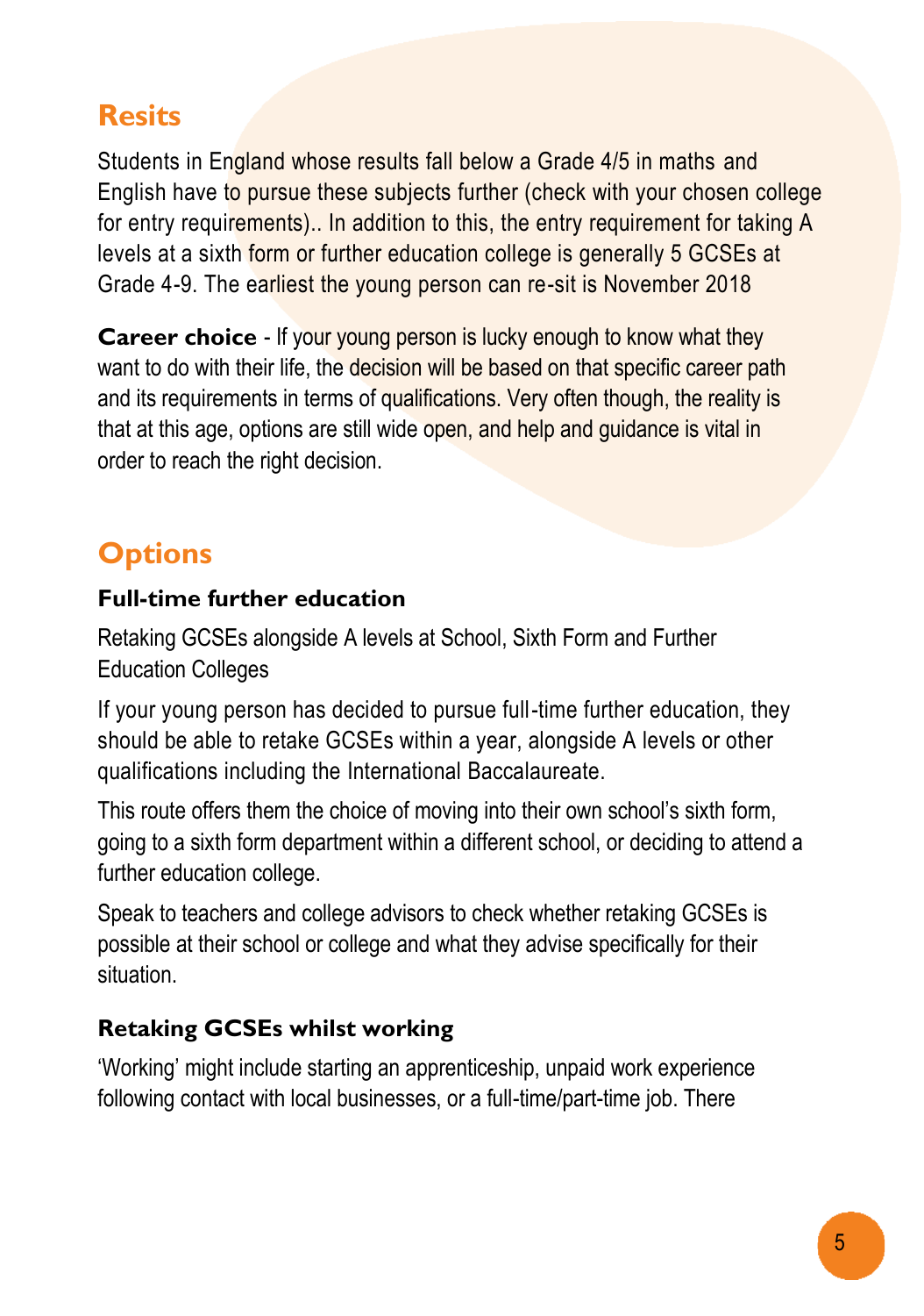## Resits

Students in England whose results fall below a Grade 4/5 in maths and English have to pursue these subjects further (check with your chosen college for entry requirements).. In addition to this, the entry requirement for taking A levels at a sixth form or further education college is generally 5 GCSEs at Grade 4-9. The earliest the young person can re-sit is November 2018

**Career choice** - If your young person is lucky enough to know what they want to do with their life, the decision will be based on that specific career path and its requirements in terms of qualifications. Very often though, the reality is that at this age, options are still wide open, and help and guidance is vital in order to reach the right decision.

## Options

### Full-time further education

Retaking GCSEs alongside A levels at School, Sixth Form and Further Education Colleges

If your young person has decided to pursue full-time further education, they should be able to retake GCSEs within a year, alongside A levels or other qualifications including the International Baccalaureate.

This route offers them the choice of moving into their own school's sixth form, going to a sixth form department within a different school, or deciding to attend a further education college.

Speak to teachers and college advisors to check whether retaking GCSEs is possible at their school or college and what they advise specifically for their situation.

### Retaking GCSEs whilst working

'Working' might include starting an apprenticeship, unpaid work experience following contact with local businesses, or a full-time/part-time job. There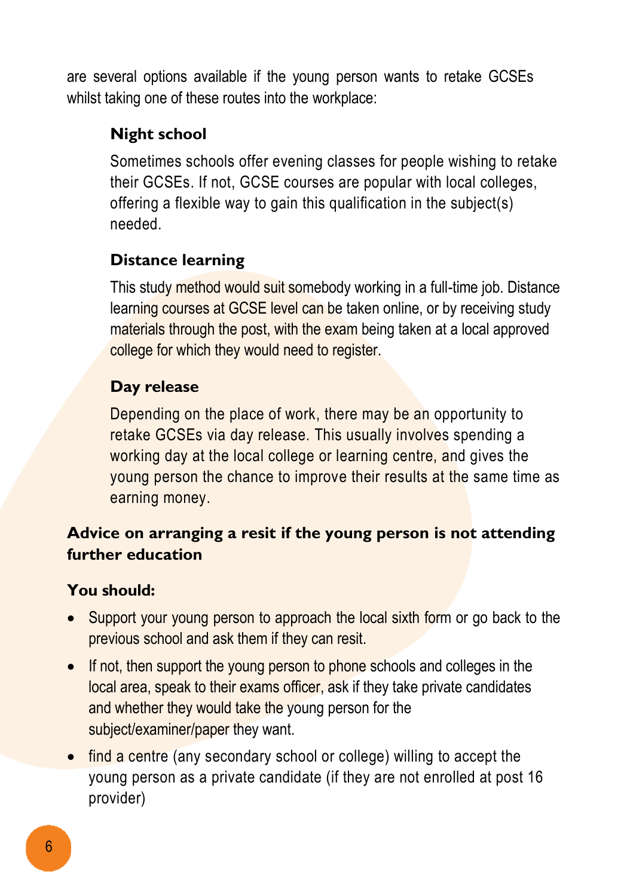are several options available if the young person wants to retake GCSEs whilst taking one of these routes into the workplace:

### Night school

Sometimes schools offer evening classes for people wishing to retake their GCSEs. If not, GCSE courses are popular with local colleges, offering a flexible way to gain this qualification in the subject(s) needed.

### Distance learning

This study method would suit somebody working in a full-time job. Distance learning courses at GCSE level can be taken online, or by receiving study materials through the post, with the exam being taken at a local approved college for which they would need to register.

### Day release

Depending on the place of work, there may be an opportunity to retake GCSEs via day release. This usually involves spending a working day at the local college or learning centre, and gives the young person the chance to improve their results at the same time as earning money.

## Advice on arranging a resit if the young person is not attending further education

**You should:**

- Support your young person to approach the local sixth form or go back to the previous school and ask them if they can resit.
- If not, then support the young person to phone schools and colleges in the local area, speak to their exams officer, ask if they take private candidates and whether they would take the young person for the subject/examiner/paper they want.
- find a centre (any secondary school or college) willing to accept the young person as a private candidate (if they are not enrolled at post 16 provider)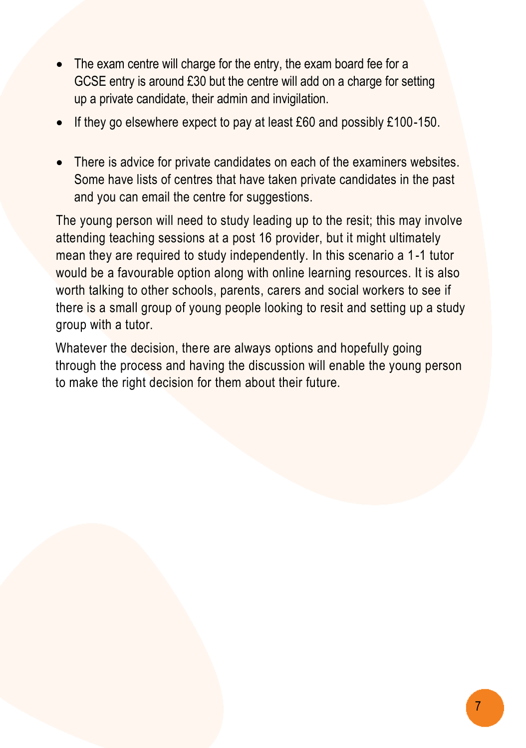- The exam centre will charge for the entry, the exam board fee for a GCSE entry is around £30 but the centre will add on a charge for setting up a private candidate, their admin and invigilation.
- If they go elsewhere expect to pay at least £60 and possibly £100-150.
- There is advice for private candidates on each of the examiners websites. Some have lists of centres that have taken private candidates in the past and you can email the centre for suggestions.

The young person will need to study leading up to the resit; this may involve attending teaching sessions at a post 16 provider, but it might ultimately mean they are required to study independently. In this scenario a 1-1 tutor would be a favourable option along with online learning resources. It is also worth talking to other schools, parents, carers and social workers to see if there is a small group of young people looking to resit and setting up a study group with a tutor.

Whatever the decision, there are always options and hopefully going through the process and having the discussion will enable the young person to make the right decision for them about their future.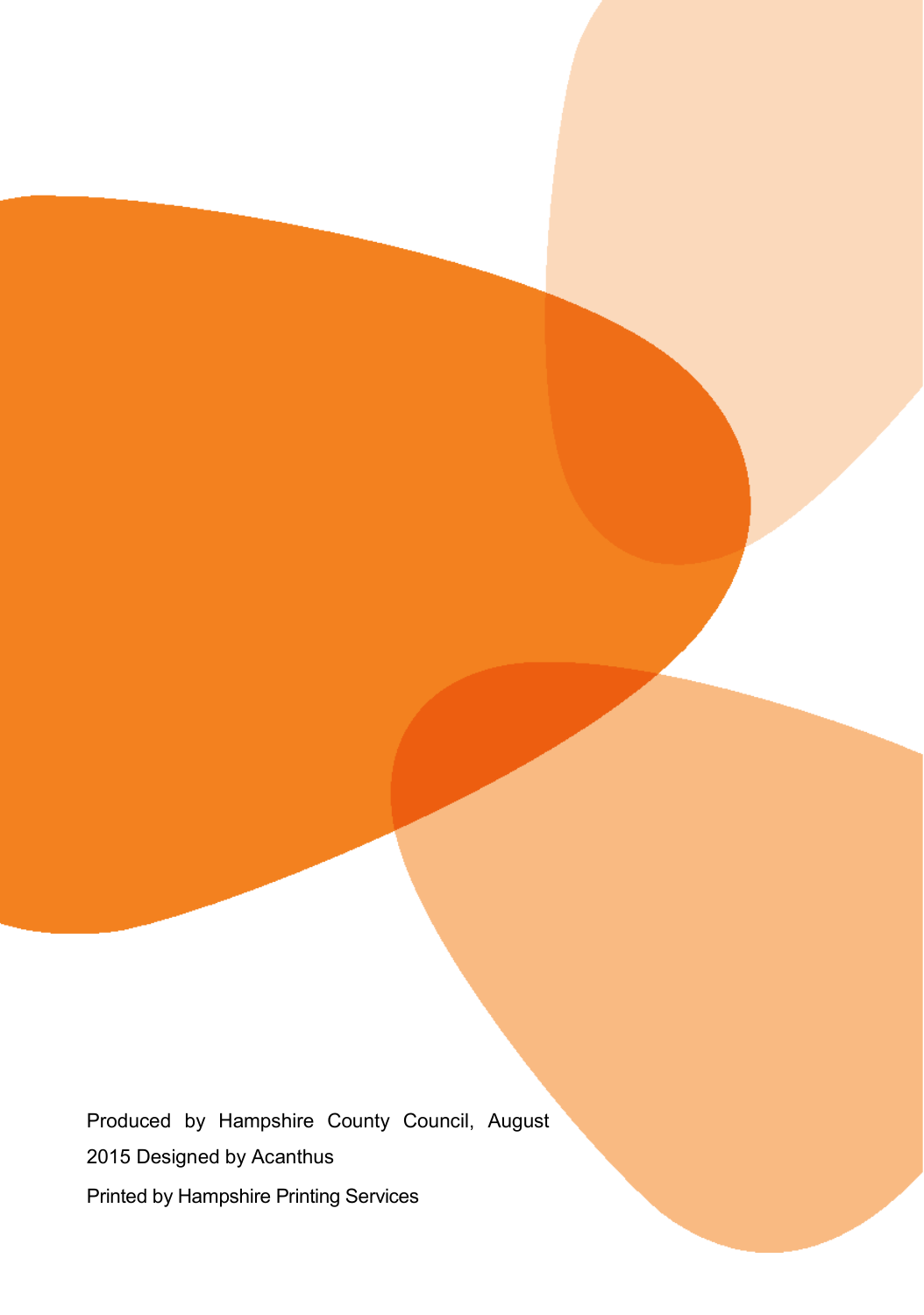Produced by Hampshire County Council, August 2015 Designed by Acanthus

Printed by Hampshire Printing Services